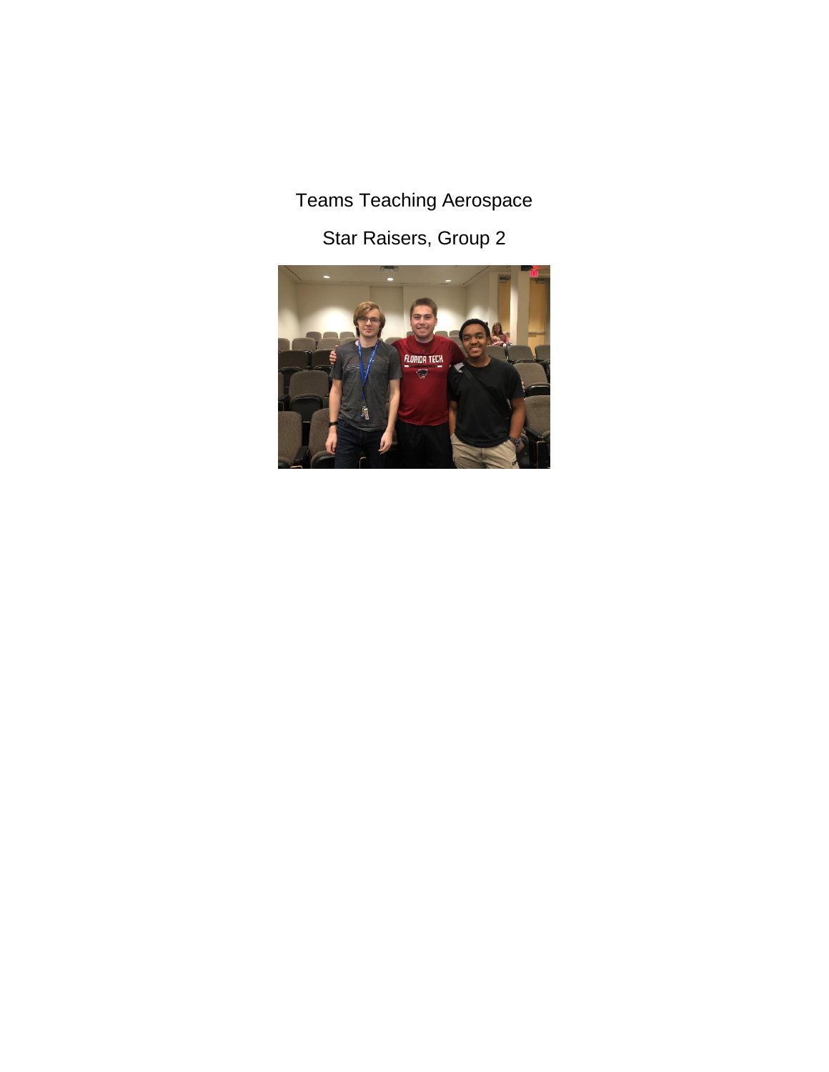Teams Teaching Aerospace

Star Raisers, Group 2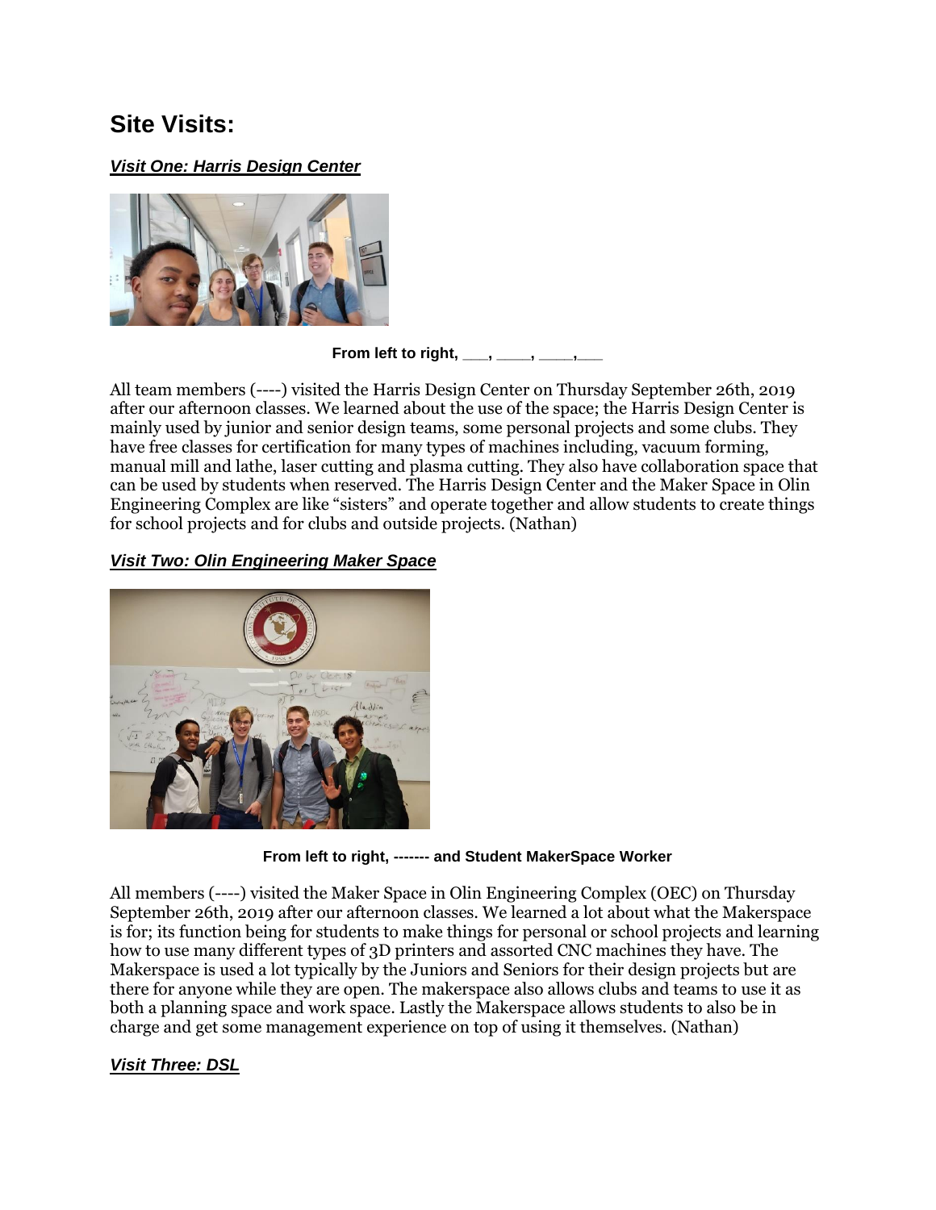# Site Visits:

***Visit One: Harris Design Center***

**From left to right, ___, ____, ____,___**

All team members (----) visited the Harris Design Center on Thursday September 26th, 2019 after our afternoon classes. We learned about the use of the space; the Harris Design Center is mainly used by junior and senior design teams, some personal projects and some clubs. They have free classes for certification for many types of machines including, vacuum forming, manual mill and lathe, laser cutting and plasma cutting. They also have collaboration space that can be used by students when reserved. The Harris Design Center and the Maker Space in Olin Engineering Complex are like "sisters" and operate together and allow students to create things for school projects and for clubs and outside projects. (Nathan)

***Visit Two: Olin Engineering Maker Space***

**From left to right, ------- and Student MakerSpace Worker**

All members (----) visited the Maker Space in Olin Engineering Complex (OEC) on Thursday September 26th, 2019 after our afternoon classes. We learned a lot about what the Makerspace is for; its function being for students to make things for personal or school projects and learning how to use many different types of 3D printers and assorted CNC machines they have. The Makerspace is used a lot typically by the Juniors and Seniors for their design projects but are there for anyone while they are open. The makerspace also allows clubs and teams to use it as both a planning space and work space. Lastly the Makerspace allows students to also be in charge and get some management experience on top of using it themselves. (Nathan)

***Visit Three: DSL***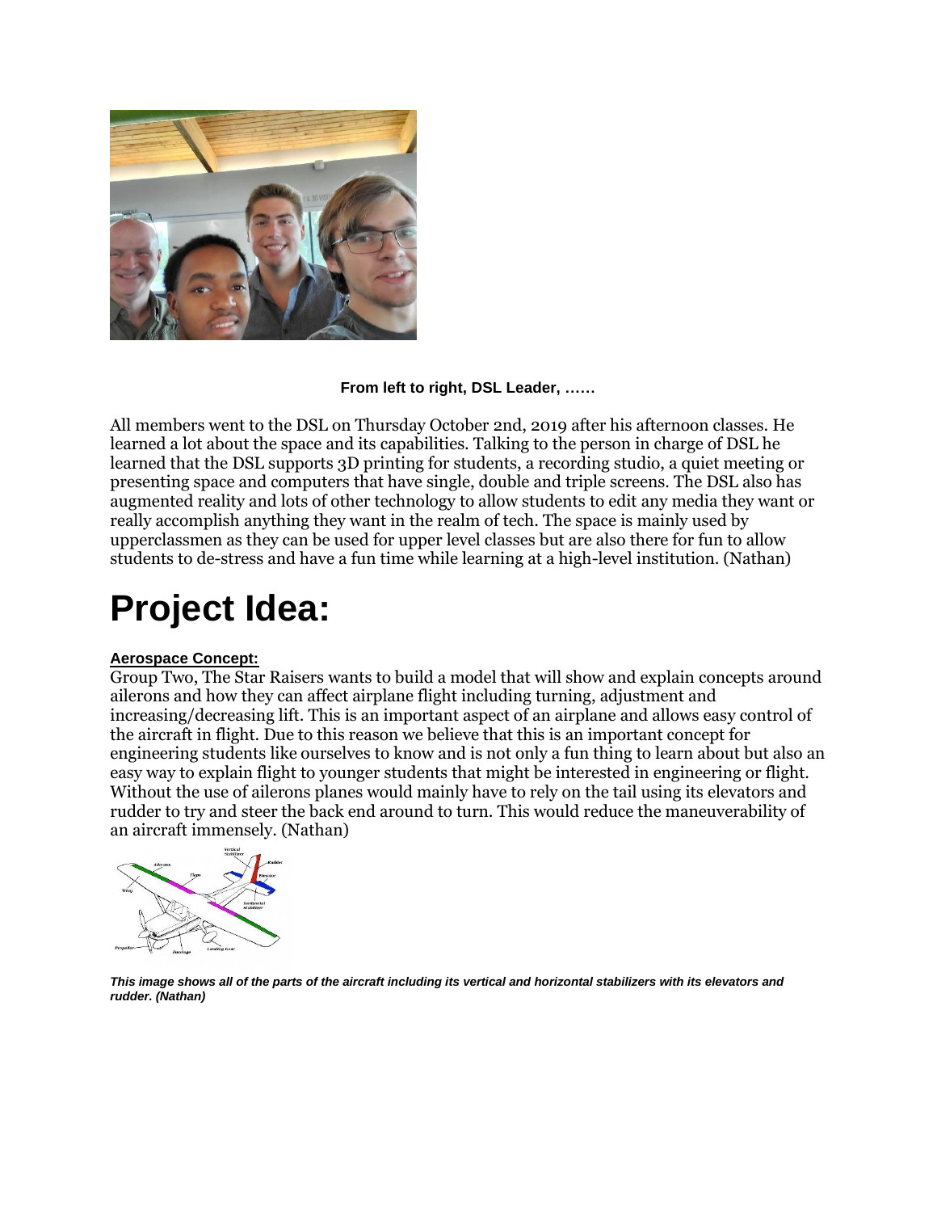**From left to right, DSL Leader, ……**

All members went to the DSL on Thursday October 2nd, 2019 after his afternoon classes. He learned a lot about the space and its capabilities. Talking to the person in charge of DSL he learned that the DSL supports 3D printing for students, a recording studio, a quiet meeting or presenting space and computers that have single, double and triple screens. The DSL also has augmented reality and lots of other technology to allow students to edit any media they want or really accomplish anything they want in the realm of tech. The space is mainly used by upperclassmen as they can be used for upper level classes but are also there for fun to allow students to de-stress and have a fun time while learning at a high-level institution. (Nathan)

# Project Idea:

**Aerospace Concept:**

Group Two, The Star Raisers wants to build a model that will show and explain concepts around ailerons and how they can affect airplane flight including turning, adjustment and increasing/decreasing lift. This is an important aspect of an airplane and allows easy control of the aircraft in flight. Due to this reason we believe that this is an important concept for engineering students like ourselves to know and is not only a fun thing to learn about but also an easy way to explain flight to younger students that might be interested in engineering or flight. Without the use of ailerons planes would mainly have to rely on the tail using its elevators and rudder to try and steer the back end around to turn. This would reduce the maneuverability of an aircraft immensely. (Nathan)

***This image shows all of the parts of the aircraft including its vertical and horizontal stabilizers with its elevators and rudder. (Nathan)***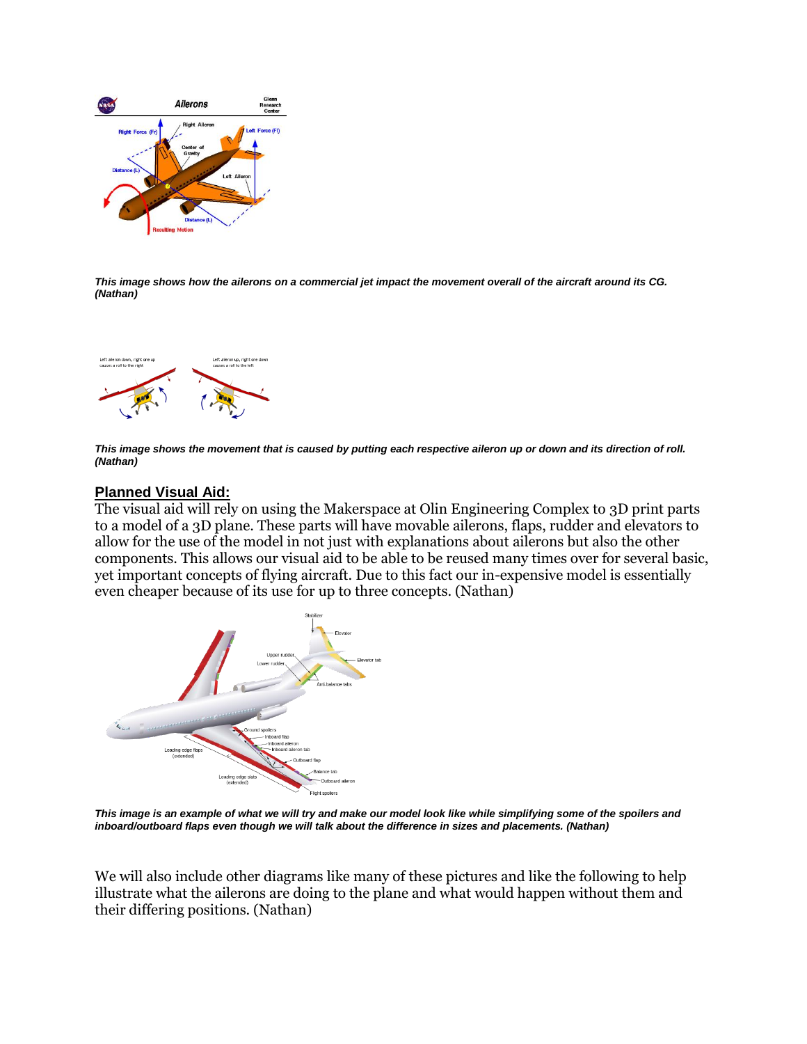***This image shows how the ailerons on a commercial jet impact the movement overall of the aircraft around its CG. (Nathan)***

***This image shows the movement that is caused by putting each respective aileron up or down and its direction of roll. (Nathan)***

## **Planned Visual Aid:**

The visual aid will rely on using the Makerspace at Olin Engineering Complex to 3D print parts to a model of a 3D plane. These parts will have movable ailerons, flaps, rudder and elevators to allow for the use of the model in not just with explanations about ailerons but also the other components. This allows our visual aid to be able to be reused many times over for several basic, yet important concepts of flying aircraft. Due to this fact our in-expensive model is essentially even cheaper because of its use for up to three concepts. (Nathan)

***This image is an example of what we will try and make our model look like while simplifying some of the spoilers and inboard/outboard flaps even though we will talk about the difference in sizes and placements. (Nathan)***

We will also include other diagrams like many of these pictures and like the following to help illustrate what the ailerons are doing to the plane and what would happen without them and their differing positions. (Nathan)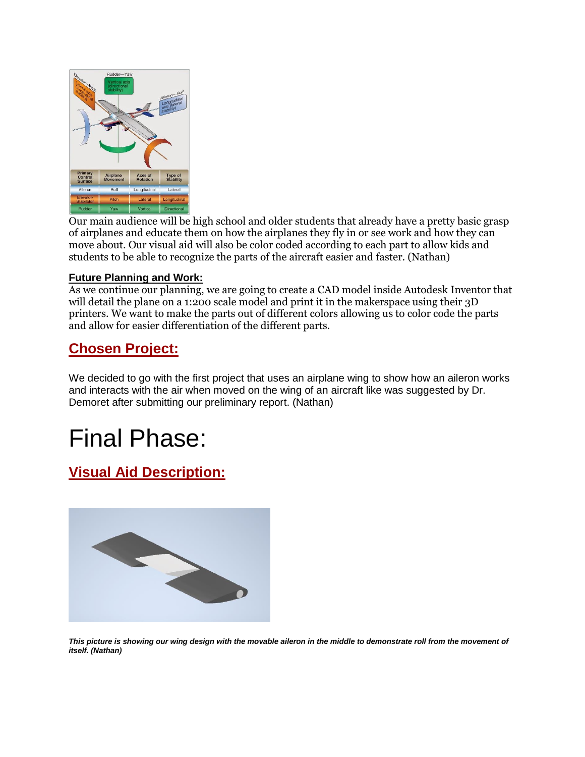Our main audience will be high school and older students that already have a pretty basic grasp of airplanes and educate them on how the airplanes they fly in or see work and how they can move about. Our visual aid will also be color coded according to each part to allow kids and students to be able to recognize the parts of the aircraft easier and faster. (Nathan)

**Future Planning and Work:**

As we continue our planning, we are going to create a CAD model inside Autodesk Inventor that will detail the plane on a 1:200 scale model and print it in the makerspace using their 3D printers. We want to make the parts out of different colors allowing us to color code the parts and allow for easier differentiation of the different parts.

## Chosen Project:

We decided to go with the first project that uses an airplane wing to show how an aileron works and interacts with the air when moved on the wing of an aircraft like was suggested by Dr. Demoret after submitting our preliminary report. (Nathan)

# Final Phase:

## Visual Aid Description:

***This picture is showing our wing design with the movable aileron in the middle to demonstrate roll from the movement of itself. (Nathan)***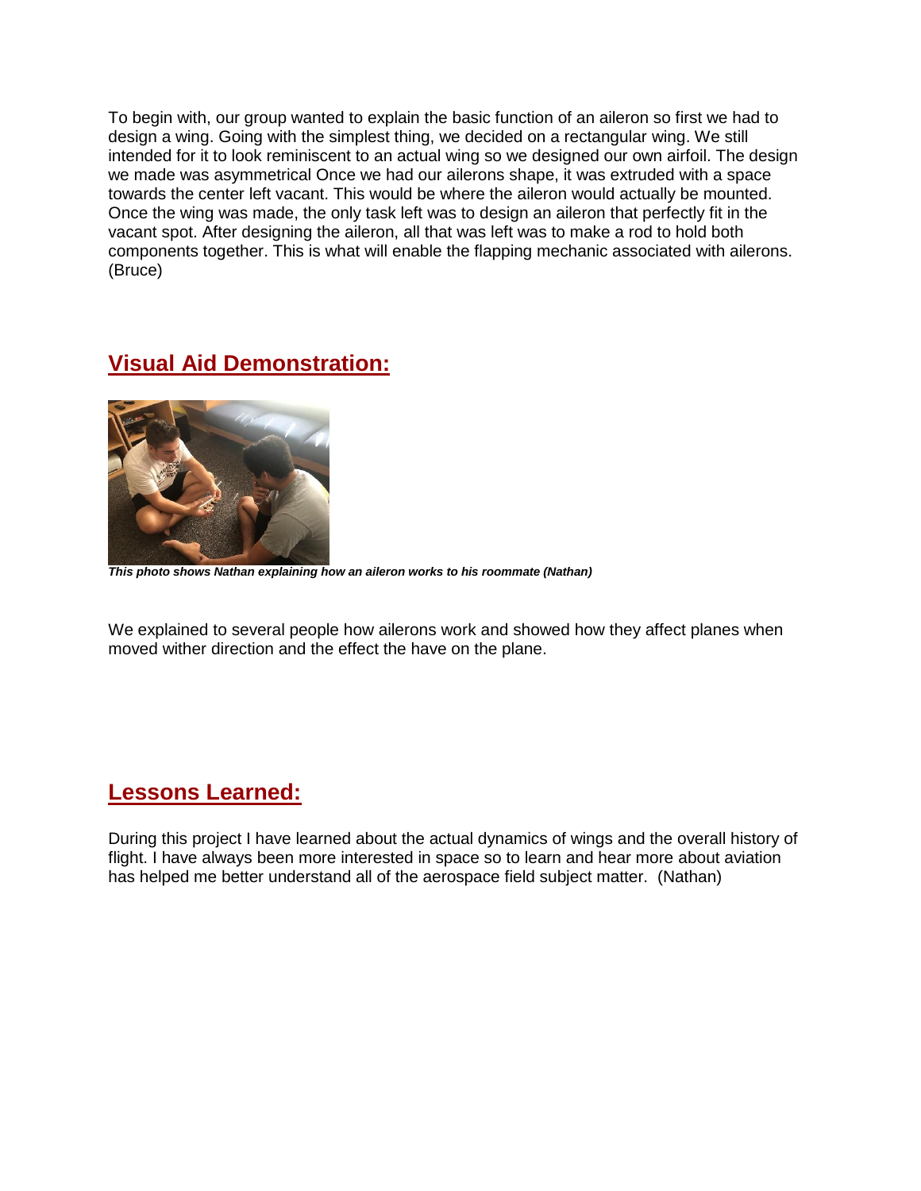To begin with, our group wanted to explain the basic function of an aileron so first we had to design a wing. Going with the simplest thing, we decided on a rectangular wing. We still intended for it to look reminiscent to an actual wing so we designed our own airfoil. The design we made was asymmetrical Once we had our ailerons shape, it was extruded with a space towards the center left vacant. This would be where the aileron would actually be mounted. Once the wing was made, the only task left was to design an aileron that perfectly fit in the vacant spot. After designing the aileron, all that was left was to make a rod to hold both components together. This is what will enable the flapping mechanic associated with ailerons. (Bruce)

## Visual Aid Demonstration:

***This photo shows Nathan explaining how an aileron works to his roommate (Nathan)***

We explained to several people how ailerons work and showed how they affect planes when moved wither direction and the effect the have on the plane.

## Lessons Learned:

During this project I have learned about the actual dynamics of wings and the overall history of flight. I have always been more interested in space so to learn and hear more about aviation has helped me better understand all of the aerospace field subject matter. (Nathan)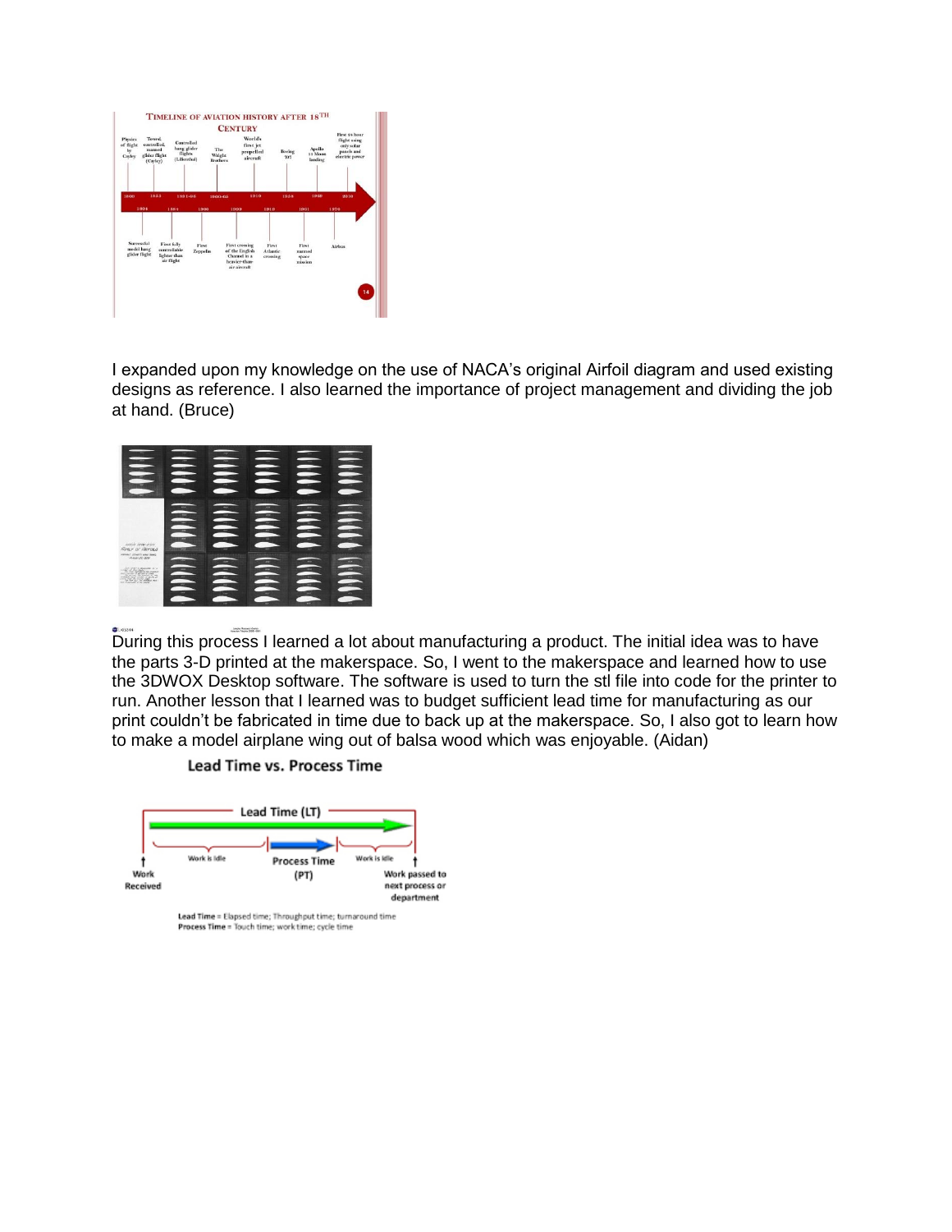TIMELINE OF AVIATION HISTORY AFTER 18TH CENTURY

Physics of flight by Cayley
Towed, controlled, manned glider flight (Cayley)
Controlled hang glider flights (Lilienthal)
The Wright Brothers
World's first jet propelled aircraft
Boeing 707
Apollo 11 Moon landing
First 24 hour flight using only solar panels and electric power

1800
1853
1891-96
1900-03
1910
1958
1969
2010

1804
1884
1900
1909
1919
1961
1970

Successful model hang glider flight
First fully controllable lighter than air flight
First Zeppelin
First crossing of the English Channel in a heavier-than air aircraft
First Atlantic crossing
First manned space mission
Airbus

14

I expanded upon my knowledge on the use of NACA's original Airfoil diagram and used existing designs as reference. I also learned the importance of project management and dividing the job at hand. (Bruce)

During this process I learned a lot about manufacturing a product. The initial idea was to have the parts 3-D printed at the makerspace. So, I went to the makerspace and learned how to use the 3DWOX Desktop software. The software is used to turn the stl file into code for the printer to run. Another lesson that I learned was to budget sufficient lead time for manufacturing as our print couldn't be fabricated in time due to back up at the makerspace. So, I also got to learn how to make a model airplane wing out of balsa wood which was enjoyable. (Aidan)

Lead Time vs. Process Time

Lead Time (LT)
Work is idle
Process Time (PT)
Work is idle
Work Received
Work passed to next process or department

Lead Time = Elapsed time; Throughput time; turnaround time
Process Time = Touch time; work time; cycle time